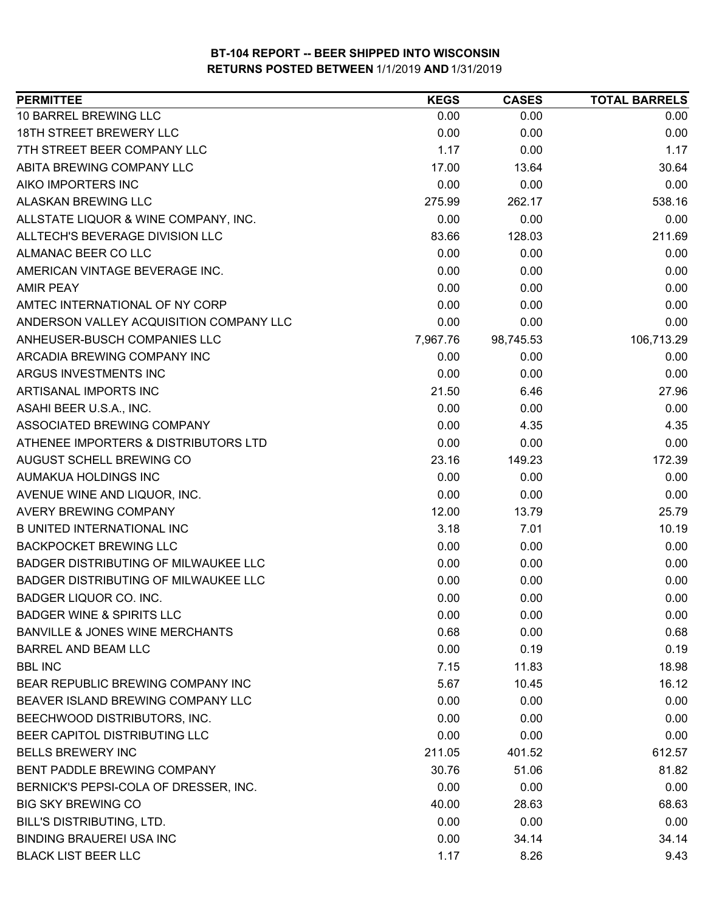# BT-104 REPORT -- BEER SHIPPED INTO WISCONSIN

## RETURNS POSTED BETWEEN 1/1/2019 AND 1/31/2019

| PERMITTEE | KEGS | CASES | TOTAL BARRELS |
|---|---|---|---|
| 10 BARREL BREWING LLC | 0.00 | 0.00 | 0.00 |
| 18TH STREET BREWERY LLC | 0.00 | 0.00 | 0.00 |
| 7TH STREET BEER COMPANY LLC | 1.17 | 0.00 | 1.17 |
| ABITA BREWING COMPANY LLC | 17.00 | 13.64 | 30.64 |
| AIKO IMPORTERS INC | 0.00 | 0.00 | 0.00 |
| ALASKAN BREWING LLC | 275.99 | 262.17 | 538.16 |
| ALLSTATE LIQUOR & WINE COMPANY, INC. | 0.00 | 0.00 | 0.00 |
| ALLTECH'S BEVERAGE DIVISION LLC | 83.66 | 128.03 | 211.69 |
| ALMANAC BEER CO LLC | 0.00 | 0.00 | 0.00 |
| AMERICAN VINTAGE BEVERAGE INC. | 0.00 | 0.00 | 0.00 |
| AMIR PEAY | 0.00 | 0.00 | 0.00 |
| AMTEC INTERNATIONAL OF NY CORP | 0.00 | 0.00 | 0.00 |
| ANDERSON VALLEY ACQUISITION COMPANY LLC | 0.00 | 0.00 | 0.00 |
| ANHEUSER-BUSCH COMPANIES LLC | 7,967.76 | 98,745.53 | 106,713.29 |
| ARCADIA BREWING COMPANY INC | 0.00 | 0.00 | 0.00 |
| ARGUS INVESTMENTS INC | 0.00 | 0.00 | 0.00 |
| ARTISANAL IMPORTS INC | 21.50 | 6.46 | 27.96 |
| ASAHI BEER U.S.A., INC. | 0.00 | 0.00 | 0.00 |
| ASSOCIATED BREWING COMPANY | 0.00 | 4.35 | 4.35 |
| ATHENEE IMPORTERS & DISTRIBUTORS LTD | 0.00 | 0.00 | 0.00 |
| AUGUST SCHELL BREWING CO | 23.16 | 149.23 | 172.39 |
| AUMAKUA HOLDINGS INC | 0.00 | 0.00 | 0.00 |
| AVENUE WINE AND LIQUOR, INC. | 0.00 | 0.00 | 0.00 |
| AVERY BREWING COMPANY | 12.00 | 13.79 | 25.79 |
| B UNITED INTERNATIONAL INC | 3.18 | 7.01 | 10.19 |
| BACKPOCKET BREWING LLC | 0.00 | 0.00 | 0.00 |
| BADGER DISTRIBUTING OF MILWAUKEE LLC | 0.00 | 0.00 | 0.00 |
| BADGER DISTRIBUTING OF MILWAUKEE LLC | 0.00 | 0.00 | 0.00 |
| BADGER LIQUOR CO. INC. | 0.00 | 0.00 | 0.00 |
| BADGER WINE & SPIRITS LLC | 0.00 | 0.00 | 0.00 |
| BANVILLE & JONES WINE MERCHANTS | 0.68 | 0.00 | 0.68 |
| BARREL AND BEAM LLC | 0.00 | 0.19 | 0.19 |
| BBL INC | 7.15 | 11.83 | 18.98 |
| BEAR REPUBLIC BREWING COMPANY INC | 5.67 | 10.45 | 16.12 |
| BEAVER ISLAND BREWING COMPANY LLC | 0.00 | 0.00 | 0.00 |
| BEECHWOOD DISTRIBUTORS, INC. | 0.00 | 0.00 | 0.00 |
| BEER CAPITOL DISTRIBUTING LLC | 0.00 | 0.00 | 0.00 |
| BELLS BREWERY INC | 211.05 | 401.52 | 612.57 |
| BENT PADDLE BREWING COMPANY | 30.76 | 51.06 | 81.82 |
| BERNICK'S PEPSI-COLA OF DRESSER, INC. | 0.00 | 0.00 | 0.00 |
| BIG SKY BREWING CO | 40.00 | 28.63 | 68.63 |
| BILL'S DISTRIBUTING, LTD. | 0.00 | 0.00 | 0.00 |
| BINDING BRAUEREI USA INC | 0.00 | 34.14 | 34.14 |
| BLACK LIST BEER LLC | 1.17 | 8.26 | 9.43 |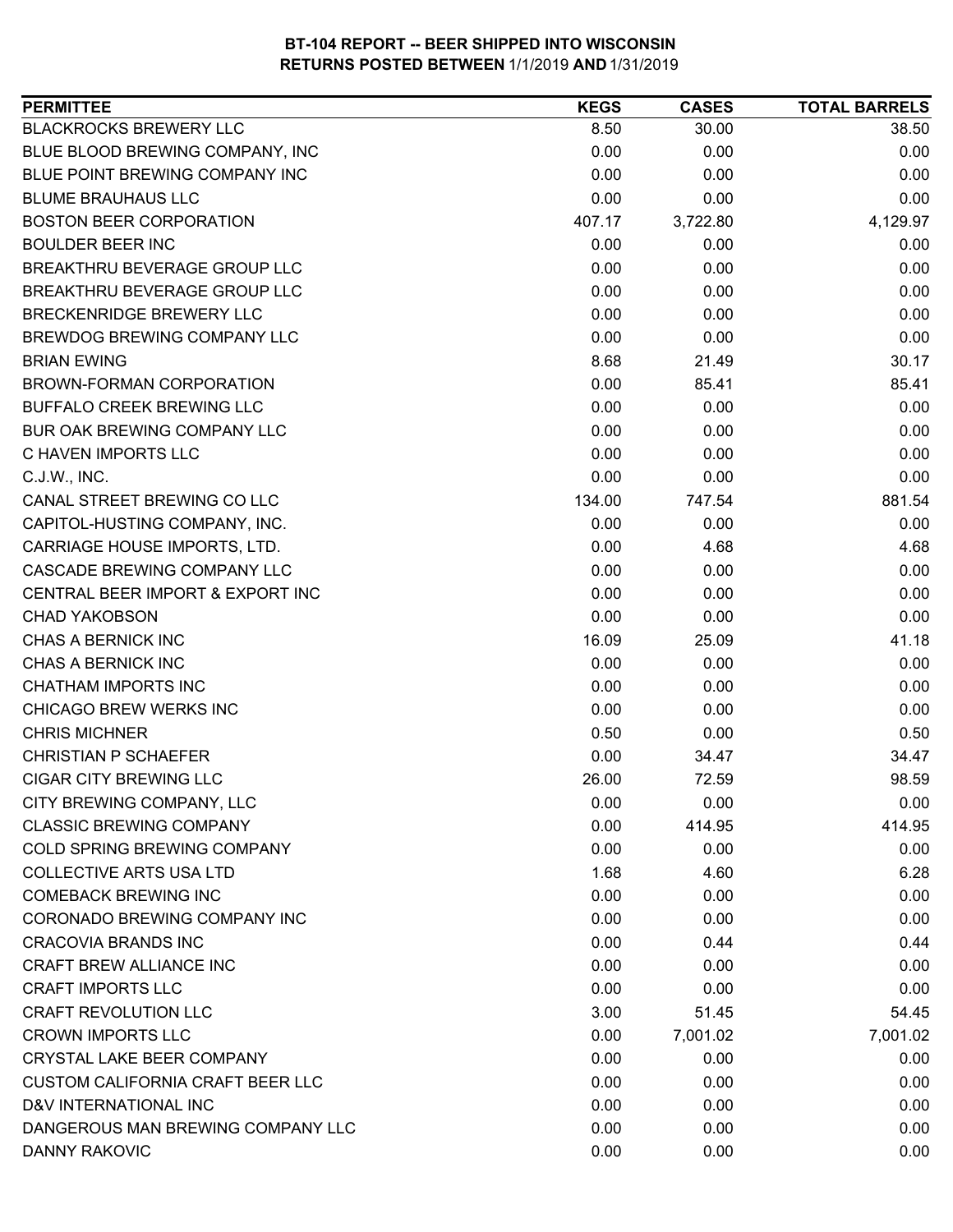**BT-104 REPORT -- BEER SHIPPED INTO WISCONSIN**
**RETURNS POSTED BETWEEN 1/1/2019 AND 1/31/2019**

| PERMITTEE | KEGS | CASES | TOTAL BARRELS |
|---|---|---|---|
| BLACKROCKS BREWERY LLC | 8.50 | 30.00 | 38.50 |
| BLUE BLOOD BREWING COMPANY, INC | 0.00 | 0.00 | 0.00 |
| BLUE POINT BREWING COMPANY INC | 0.00 | 0.00 | 0.00 |
| BLUME BRAUHAUS LLC | 0.00 | 0.00 | 0.00 |
| BOSTON BEER CORPORATION | 407.17 | 3,722.80 | 4,129.97 |
| BOULDER BEER INC | 0.00 | 0.00 | 0.00 |
| BREAKTHRU BEVERAGE GROUP LLC | 0.00 | 0.00 | 0.00 |
| BREAKTHRU BEVERAGE GROUP LLC | 0.00 | 0.00 | 0.00 |
| BRECKENRIDGE BREWERY LLC | 0.00 | 0.00 | 0.00 |
| BREWDOG BREWING COMPANY LLC | 0.00 | 0.00 | 0.00 |
| BRIAN EWING | 8.68 | 21.49 | 30.17 |
| BROWN-FORMAN CORPORATION | 0.00 | 85.41 | 85.41 |
| BUFFALO CREEK BREWING LLC | 0.00 | 0.00 | 0.00 |
| BUR OAK BREWING COMPANY LLC | 0.00 | 0.00 | 0.00 |
| C HAVEN IMPORTS LLC | 0.00 | 0.00 | 0.00 |
| C.J.W., INC. | 0.00 | 0.00 | 0.00 |
| CANAL STREET BREWING CO LLC | 134.00 | 747.54 | 881.54 |
| CAPITOL-HUSTING COMPANY, INC. | 0.00 | 0.00 | 0.00 |
| CARRIAGE HOUSE IMPORTS, LTD. | 0.00 | 4.68 | 4.68 |
| CASCADE BREWING COMPANY LLC | 0.00 | 0.00 | 0.00 |
| CENTRAL BEER IMPORT & EXPORT INC | 0.00 | 0.00 | 0.00 |
| CHAD YAKOBSON | 0.00 | 0.00 | 0.00 |
| CHAS A BERNICK INC | 16.09 | 25.09 | 41.18 |
| CHAS A BERNICK INC | 0.00 | 0.00 | 0.00 |
| CHATHAM IMPORTS INC | 0.00 | 0.00 | 0.00 |
| CHICAGO BREW WERKS INC | 0.00 | 0.00 | 0.00 |
| CHRIS MICHNER | 0.50 | 0.00 | 0.50 |
| CHRISTIAN P SCHAEFER | 0.00 | 34.47 | 34.47 |
| CIGAR CITY BREWING LLC | 26.00 | 72.59 | 98.59 |
| CITY BREWING COMPANY, LLC | 0.00 | 0.00 | 0.00 |
| CLASSIC BREWING COMPANY | 0.00 | 414.95 | 414.95 |
| COLD SPRING BREWING COMPANY | 0.00 | 0.00 | 0.00 |
| COLLECTIVE ARTS USA LTD | 1.68 | 4.60 | 6.28 |
| COMEBACK BREWING INC | 0.00 | 0.00 | 0.00 |
| CORONADO BREWING COMPANY INC | 0.00 | 0.00 | 0.00 |
| CRACOVIA BRANDS INC | 0.00 | 0.44 | 0.44 |
| CRAFT BREW ALLIANCE INC | 0.00 | 0.00 | 0.00 |
| CRAFT IMPORTS LLC | 0.00 | 0.00 | 0.00 |
| CRAFT REVOLUTION LLC | 3.00 | 51.45 | 54.45 |
| CROWN IMPORTS LLC | 0.00 | 7,001.02 | 7,001.02 |
| CRYSTAL LAKE BEER COMPANY | 0.00 | 0.00 | 0.00 |
| CUSTOM CALIFORNIA CRAFT BEER LLC | 0.00 | 0.00 | 0.00 |
| D&V INTERNATIONAL INC | 0.00 | 0.00 | 0.00 |
| DANGEROUS MAN BREWING COMPANY LLC | 0.00 | 0.00 | 0.00 |
| DANNY RAKOVIC | 0.00 | 0.00 | 0.00 |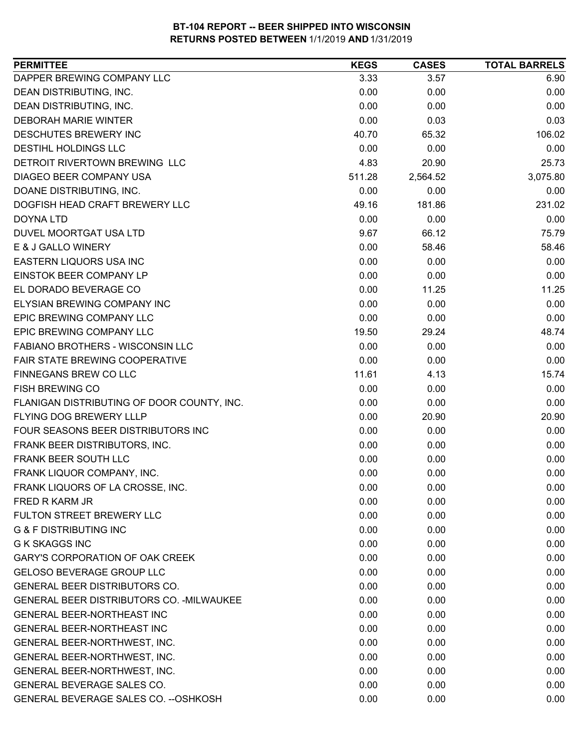**BT-104 REPORT -- BEER SHIPPED INTO WISCONSIN**
**RETURNS POSTED BETWEEN 1/1/2019 AND 1/31/2019**

| PERMITTEE | KEGS | CASES | TOTAL BARRELS |
|---|---|---|---|
| DAPPER BREWING COMPANY LLC | 3.33 | 3.57 | 6.90 |
| DEAN DISTRIBUTING, INC. | 0.00 | 0.00 | 0.00 |
| DEAN DISTRIBUTING, INC. | 0.00 | 0.00 | 0.00 |
| DEBORAH MARIE WINTER | 0.00 | 0.03 | 0.03 |
| DESCHUTES BREWERY INC | 40.70 | 65.32 | 106.02 |
| DESTIHL HOLDINGS LLC | 0.00 | 0.00 | 0.00 |
| DETROIT RIVERTOWN BREWING LLC | 4.83 | 20.90 | 25.73 |
| DIAGEO BEER COMPANY USA | 511.28 | 2,564.52 | 3,075.80 |
| DOANE DISTRIBUTING, INC. | 0.00 | 0.00 | 0.00 |
| DOGFISH HEAD CRAFT BREWERY LLC | 49.16 | 181.86 | 231.02 |
| DOYNA LTD | 0.00 | 0.00 | 0.00 |
| DUVEL MOORTGAT USA LTD | 9.67 | 66.12 | 75.79 |
| E & J GALLO WINERY | 0.00 | 58.46 | 58.46 |
| EASTERN LIQUORS USA INC | 0.00 | 0.00 | 0.00 |
| EINSTOK BEER COMPANY LP | 0.00 | 0.00 | 0.00 |
| EL DORADO BEVERAGE CO | 0.00 | 11.25 | 11.25 |
| ELYSIAN BREWING COMPANY INC | 0.00 | 0.00 | 0.00 |
| EPIC BREWING COMPANY LLC | 0.00 | 0.00 | 0.00 |
| EPIC BREWING COMPANY LLC | 19.50 | 29.24 | 48.74 |
| FABIANO BROTHERS - WISCONSIN LLC | 0.00 | 0.00 | 0.00 |
| FAIR STATE BREWING COOPERATIVE | 0.00 | 0.00 | 0.00 |
| FINNEGANS BREW CO LLC | 11.61 | 4.13 | 15.74 |
| FISH BREWING CO | 0.00 | 0.00 | 0.00 |
| FLANIGAN DISTRIBUTING OF DOOR COUNTY, INC. | 0.00 | 0.00 | 0.00 |
| FLYING DOG BREWERY LLLP | 0.00 | 20.90 | 20.90 |
| FOUR SEASONS BEER DISTRIBUTORS INC | 0.00 | 0.00 | 0.00 |
| FRANK BEER DISTRIBUTORS, INC. | 0.00 | 0.00 | 0.00 |
| FRANK BEER SOUTH LLC | 0.00 | 0.00 | 0.00 |
| FRANK LIQUOR COMPANY, INC. | 0.00 | 0.00 | 0.00 |
| FRANK LIQUORS OF LA CROSSE, INC. | 0.00 | 0.00 | 0.00 |
| FRED R KARM JR | 0.00 | 0.00 | 0.00 |
| FULTON STREET BREWERY LLC | 0.00 | 0.00 | 0.00 |
| G & F DISTRIBUTING INC | 0.00 | 0.00 | 0.00 |
| G K SKAGGS INC | 0.00 | 0.00 | 0.00 |
| GARY'S CORPORATION OF OAK CREEK | 0.00 | 0.00 | 0.00 |
| GELOSO BEVERAGE GROUP LLC | 0.00 | 0.00 | 0.00 |
| GENERAL BEER DISTRIBUTORS CO. | 0.00 | 0.00 | 0.00 |
| GENERAL BEER DISTRIBUTORS CO. -MILWAUKEE | 0.00 | 0.00 | 0.00 |
| GENERAL BEER-NORTHEAST INC | 0.00 | 0.00 | 0.00 |
| GENERAL BEER-NORTHEAST INC | 0.00 | 0.00 | 0.00 |
| GENERAL BEER-NORTHWEST, INC. | 0.00 | 0.00 | 0.00 |
| GENERAL BEER-NORTHWEST, INC. | 0.00 | 0.00 | 0.00 |
| GENERAL BEER-NORTHWEST, INC. | 0.00 | 0.00 | 0.00 |
| GENERAL BEVERAGE SALES CO. | 0.00 | 0.00 | 0.00 |
| GENERAL BEVERAGE SALES CO. --OSHKOSH | 0.00 | 0.00 | 0.00 |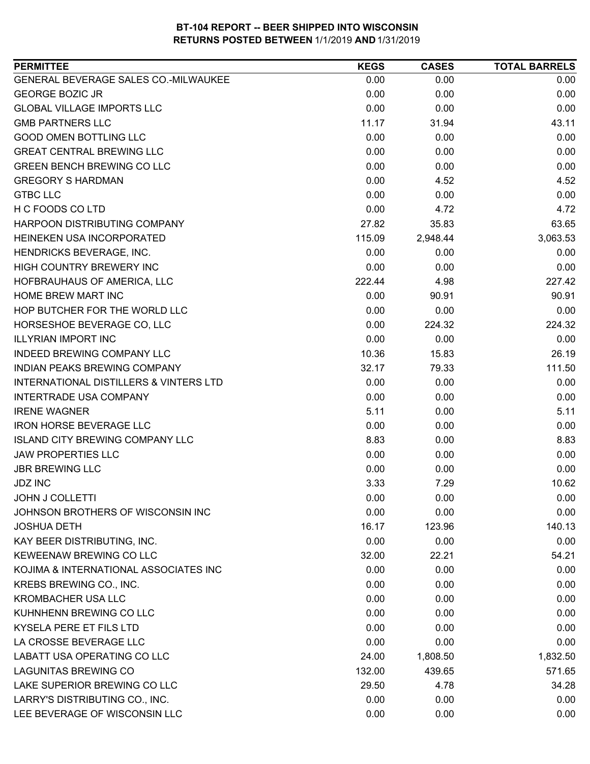**BT-104 REPORT -- BEER SHIPPED INTO WISCONSIN**
**RETURNS POSTED BETWEEN 1/1/2019 AND 1/31/2019**

| PERMITTEE | KEGS | CASES | TOTAL BARRELS |
|---|---|---|---|
| GENERAL BEVERAGE SALES CO.-MILWAUKEE | 0.00 | 0.00 | 0.00 |
| GEORGE BOZIC JR | 0.00 | 0.00 | 0.00 |
| GLOBAL VILLAGE IMPORTS LLC | 0.00 | 0.00 | 0.00 |
| GMB PARTNERS LLC | 11.17 | 31.94 | 43.11 |
| GOOD OMEN BOTTLING LLC | 0.00 | 0.00 | 0.00 |
| GREAT CENTRAL BREWING LLC | 0.00 | 0.00 | 0.00 |
| GREEN BENCH BREWING CO LLC | 0.00 | 0.00 | 0.00 |
| GREGORY S HARDMAN | 0.00 | 4.52 | 4.52 |
| GTBC LLC | 0.00 | 0.00 | 0.00 |
| H C FOODS CO LTD | 0.00 | 4.72 | 4.72 |
| HARPOON DISTRIBUTING COMPANY | 27.82 | 35.83 | 63.65 |
| HEINEKEN USA INCORPORATED | 115.09 | 2,948.44 | 3,063.53 |
| HENDRICKS BEVERAGE, INC. | 0.00 | 0.00 | 0.00 |
| HIGH COUNTRY BREWERY INC | 0.00 | 0.00 | 0.00 |
| HOFBRAUHAUS OF AMERICA, LLC | 222.44 | 4.98 | 227.42 |
| HOME BREW MART INC | 0.00 | 90.91 | 90.91 |
| HOP BUTCHER FOR THE WORLD LLC | 0.00 | 0.00 | 0.00 |
| HORSESHOE BEVERAGE CO, LLC | 0.00 | 224.32 | 224.32 |
| ILLYRIAN IMPORT INC | 0.00 | 0.00 | 0.00 |
| INDEED BREWING COMPANY LLC | 10.36 | 15.83 | 26.19 |
| INDIAN PEAKS BREWING COMPANY | 32.17 | 79.33 | 111.50 |
| INTERNATIONAL DISTILLERS & VINTERS LTD | 0.00 | 0.00 | 0.00 |
| INTERTRADE USA COMPANY | 0.00 | 0.00 | 0.00 |
| IRENE WAGNER | 5.11 | 0.00 | 5.11 |
| IRON HORSE BEVERAGE LLC | 0.00 | 0.00 | 0.00 |
| ISLAND CITY BREWING COMPANY LLC | 8.83 | 0.00 | 8.83 |
| JAW PROPERTIES LLC | 0.00 | 0.00 | 0.00 |
| JBR BREWING LLC | 0.00 | 0.00 | 0.00 |
| JDZ INC | 3.33 | 7.29 | 10.62 |
| JOHN J COLLETTI | 0.00 | 0.00 | 0.00 |
| JOHNSON BROTHERS OF WISCONSIN INC | 0.00 | 0.00 | 0.00 |
| JOSHUA DETH | 16.17 | 123.96 | 140.13 |
| KAY BEER DISTRIBUTING, INC. | 0.00 | 0.00 | 0.00 |
| KEWEENAW BREWING CO LLC | 32.00 | 22.21 | 54.21 |
| KOJIMA & INTERNATIONAL ASSOCIATES INC | 0.00 | 0.00 | 0.00 |
| KREBS BREWING CO., INC. | 0.00 | 0.00 | 0.00 |
| KROMBACHER USA LLC | 0.00 | 0.00 | 0.00 |
| KUHNHENN BREWING CO LLC | 0.00 | 0.00 | 0.00 |
| KYSELA PERE ET FILS LTD | 0.00 | 0.00 | 0.00 |
| LA CROSSE BEVERAGE LLC | 0.00 | 0.00 | 0.00 |
| LABATT USA OPERATING CO LLC | 24.00 | 1,808.50 | 1,832.50 |
| LAGUNITAS BREWING CO | 132.00 | 439.65 | 571.65 |
| LAKE SUPERIOR BREWING CO LLC | 29.50 | 4.78 | 34.28 |
| LARRY'S DISTRIBUTING CO., INC. | 0.00 | 0.00 | 0.00 |
| LEE BEVERAGE OF WISCONSIN LLC | 0.00 | 0.00 | 0.00 |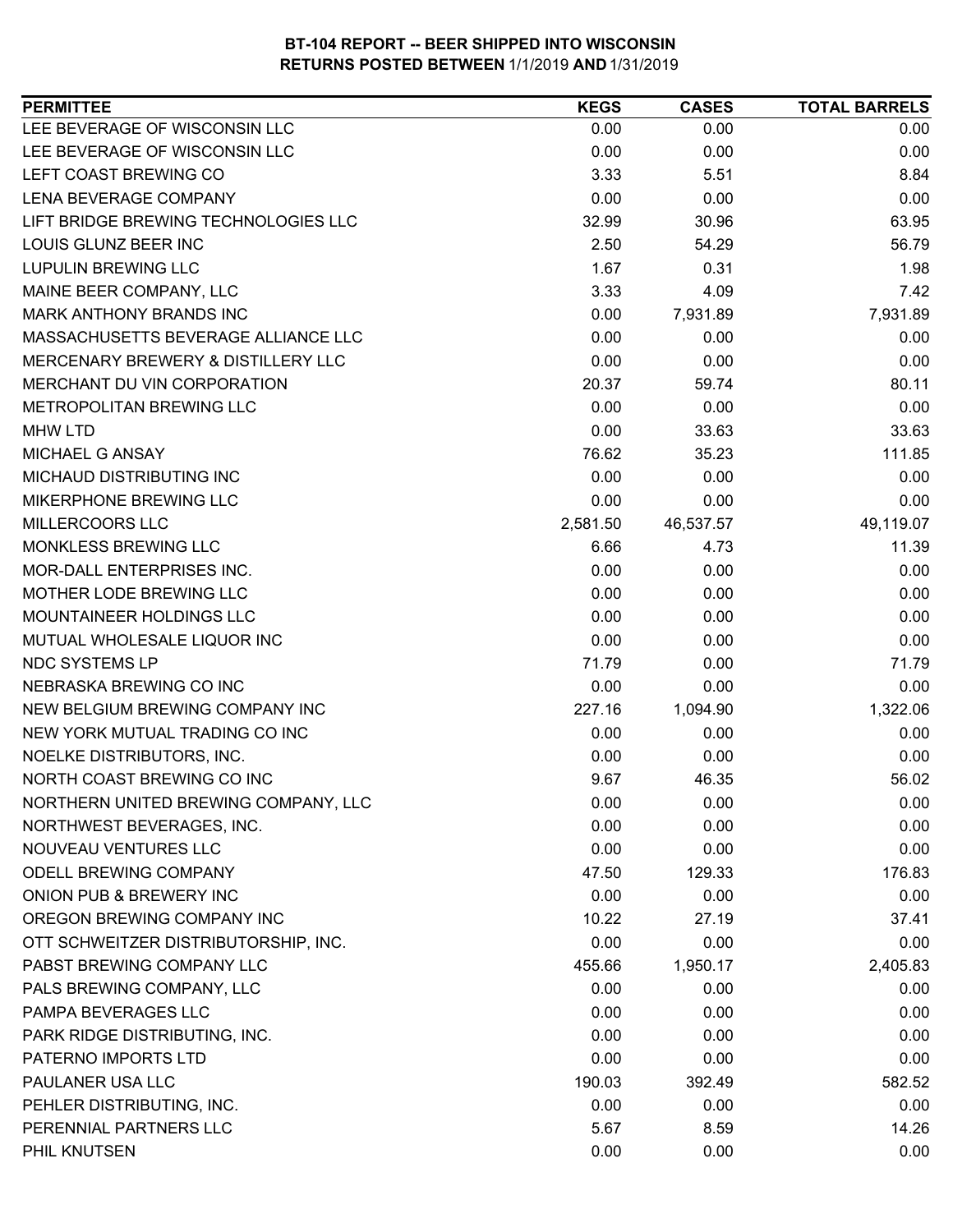# BT-104 REPORT -- BEER SHIPPED INTO WISCONSIN
## RETURNS POSTED BETWEEN 1/1/2019 AND 1/31/2019

| PERMITTEE | KEGS | CASES | TOTAL BARRELS |
|---|---|---|---|
| LEE BEVERAGE OF WISCONSIN LLC | 0.00 | 0.00 | 0.00 |
| LEE BEVERAGE OF WISCONSIN LLC | 0.00 | 0.00 | 0.00 |
| LEFT COAST BREWING CO | 3.33 | 5.51 | 8.84 |
| LENA BEVERAGE COMPANY | 0.00 | 0.00 | 0.00 |
| LIFT BRIDGE BREWING TECHNOLOGIES LLC | 32.99 | 30.96 | 63.95 |
| LOUIS GLUNZ BEER INC | 2.50 | 54.29 | 56.79 |
| LUPULIN BREWING LLC | 1.67 | 0.31 | 1.98 |
| MAINE BEER COMPANY, LLC | 3.33 | 4.09 | 7.42 |
| MARK ANTHONY BRANDS INC | 0.00 | 7,931.89 | 7,931.89 |
| MASSACHUSETTS BEVERAGE ALLIANCE LLC | 0.00 | 0.00 | 0.00 |
| MERCENARY BREWERY & DISTILLERY LLC | 0.00 | 0.00 | 0.00 |
| MERCHANT DU VIN CORPORATION | 20.37 | 59.74 | 80.11 |
| METROPOLITAN BREWING LLC | 0.00 | 0.00 | 0.00 |
| MHW LTD | 0.00 | 33.63 | 33.63 |
| MICHAEL G ANSAY | 76.62 | 35.23 | 111.85 |
| MICHAUD DISTRIBUTING INC | 0.00 | 0.00 | 0.00 |
| MIKERPHONE BREWING LLC | 0.00 | 0.00 | 0.00 |
| MILLERCOORS LLC | 2,581.50 | 46,537.57 | 49,119.07 |
| MONKLESS BREWING LLC | 6.66 | 4.73 | 11.39 |
| MOR-DALL ENTERPRISES INC. | 0.00 | 0.00 | 0.00 |
| MOTHER LODE BREWING LLC | 0.00 | 0.00 | 0.00 |
| MOUNTAINEER HOLDINGS LLC | 0.00 | 0.00 | 0.00 |
| MUTUAL WHOLESALE LIQUOR INC | 0.00 | 0.00 | 0.00 |
| NDC SYSTEMS LP | 71.79 | 0.00 | 71.79 |
| NEBRASKA BREWING CO INC | 0.00 | 0.00 | 0.00 |
| NEW BELGIUM BREWING COMPANY INC | 227.16 | 1,094.90 | 1,322.06 |
| NEW YORK MUTUAL TRADING CO INC | 0.00 | 0.00 | 0.00 |
| NOELKE DISTRIBUTORS, INC. | 0.00 | 0.00 | 0.00 |
| NORTH COAST BREWING CO INC | 9.67 | 46.35 | 56.02 |
| NORTHERN UNITED BREWING COMPANY, LLC | 0.00 | 0.00 | 0.00 |
| NORTHWEST BEVERAGES, INC. | 0.00 | 0.00 | 0.00 |
| NOUVEAU VENTURES LLC | 0.00 | 0.00 | 0.00 |
| ODELL BREWING COMPANY | 47.50 | 129.33 | 176.83 |
| ONION PUB & BREWERY INC | 0.00 | 0.00 | 0.00 |
| OREGON BREWING COMPANY INC | 10.22 | 27.19 | 37.41 |
| OTT SCHWEITZER DISTRIBUTORSHIP, INC. | 0.00 | 0.00 | 0.00 |
| PABST BREWING COMPANY LLC | 455.66 | 1,950.17 | 2,405.83 |
| PALS BREWING COMPANY, LLC | 0.00 | 0.00 | 0.00 |
| PAMPA BEVERAGES LLC | 0.00 | 0.00 | 0.00 |
| PARK RIDGE DISTRIBUTING, INC. | 0.00 | 0.00 | 0.00 |
| PATERNO IMPORTS LTD | 0.00 | 0.00 | 0.00 |
| PAULANER USA LLC | 190.03 | 392.49 | 582.52 |
| PEHLER DISTRIBUTING, INC. | 0.00 | 0.00 | 0.00 |
| PERENNIAL PARTNERS LLC | 5.67 | 8.59 | 14.26 |
| PHIL KNUTSEN | 0.00 | 0.00 | 0.00 |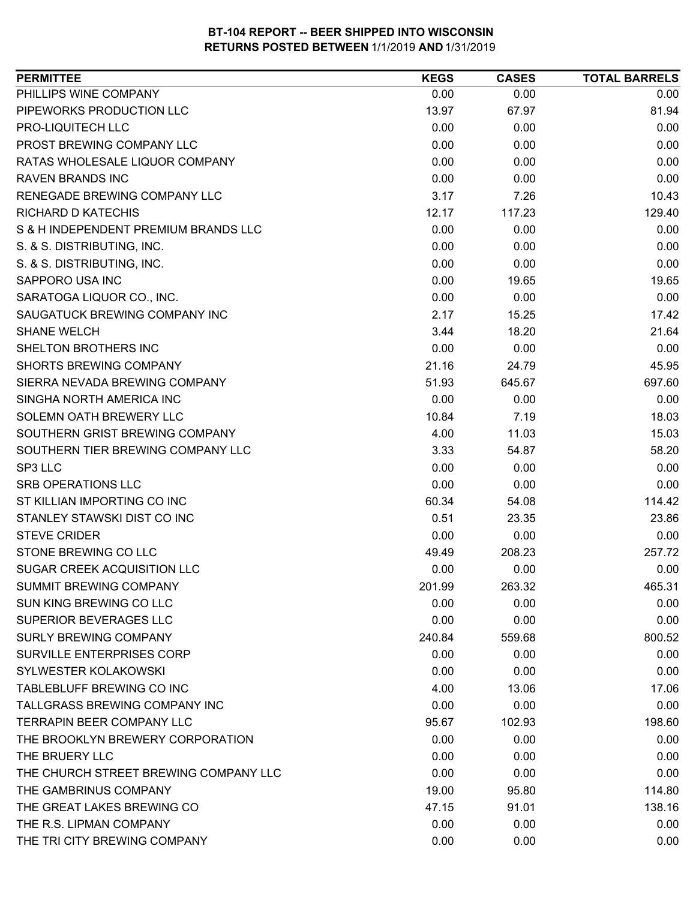# BT-104 REPORT -- BEER SHIPPED INTO WISCONSIN
## RETURNS POSTED BETWEEN 1/1/2019 AND 1/31/2019

| PERMITTEE | KEGS | CASES | TOTAL BARRELS |
|---|---|---|---|
| PHILLIPS WINE COMPANY | 0.00 | 0.00 | 0.00 |
| PIPEWORKS PRODUCTION LLC | 13.97 | 67.97 | 81.94 |
| PRO-LIQUITECH LLC | 0.00 | 0.00 | 0.00 |
| PROST BREWING COMPANY LLC | 0.00 | 0.00 | 0.00 |
| RATAS WHOLESALE LIQUOR COMPANY | 0.00 | 0.00 | 0.00 |
| RAVEN BRANDS INC | 0.00 | 0.00 | 0.00 |
| RENEGADE BREWING COMPANY LLC | 3.17 | 7.26 | 10.43 |
| RICHARD D KATECHIS | 12.17 | 117.23 | 129.40 |
| S & H INDEPENDENT PREMIUM BRANDS LLC | 0.00 | 0.00 | 0.00 |
| S. & S. DISTRIBUTING, INC. | 0.00 | 0.00 | 0.00 |
| S. & S. DISTRIBUTING, INC. | 0.00 | 0.00 | 0.00 |
| SAPPORO USA INC | 0.00 | 19.65 | 19.65 |
| SARATOGA LIQUOR CO., INC. | 0.00 | 0.00 | 0.00 |
| SAUGATUCK BREWING COMPANY INC | 2.17 | 15.25 | 17.42 |
| SHANE WELCH | 3.44 | 18.20 | 21.64 |
| SHELTON BROTHERS INC | 0.00 | 0.00 | 0.00 |
| SHORTS BREWING COMPANY | 21.16 | 24.79 | 45.95 |
| SIERRA NEVADA BREWING COMPANY | 51.93 | 645.67 | 697.60 |
| SINGHA NORTH AMERICA INC | 0.00 | 0.00 | 0.00 |
| SOLEMN OATH BREWERY LLC | 10.84 | 7.19 | 18.03 |
| SOUTHERN GRIST BREWING COMPANY | 4.00 | 11.03 | 15.03 |
| SOUTHERN TIER BREWING COMPANY LLC | 3.33 | 54.87 | 58.20 |
| SP3 LLC | 0.00 | 0.00 | 0.00 |
| SRB OPERATIONS LLC | 0.00 | 0.00 | 0.00 |
| ST KILLIAN IMPORTING CO INC | 60.34 | 54.08 | 114.42 |
| STANLEY STAWSKI DIST CO INC | 0.51 | 23.35 | 23.86 |
| STEVE CRIDER | 0.00 | 0.00 | 0.00 |
| STONE BREWING CO LLC | 49.49 | 208.23 | 257.72 |
| SUGAR CREEK ACQUISITION LLC | 0.00 | 0.00 | 0.00 |
| SUMMIT BREWING COMPANY | 201.99 | 263.32 | 465.31 |
| SUN KING BREWING CO LLC | 0.00 | 0.00 | 0.00 |
| SUPERIOR BEVERAGES LLC | 0.00 | 0.00 | 0.00 |
| SURLY BREWING COMPANY | 240.84 | 559.68 | 800.52 |
| SURVILLE ENTERPRISES CORP | 0.00 | 0.00 | 0.00 |
| SYLWESTER KOLAKOWSKI | 0.00 | 0.00 | 0.00 |
| TABLEBLUFF BREWING CO INC | 4.00 | 13.06 | 17.06 |
| TALLGRASS BREWING COMPANY INC | 0.00 | 0.00 | 0.00 |
| TERRAPIN BEER COMPANY LLC | 95.67 | 102.93 | 198.60 |
| THE BROOKLYN BREWERY CORPORATION | 0.00 | 0.00 | 0.00 |
| THE BRUERY LLC | 0.00 | 0.00 | 0.00 |
| THE CHURCH STREET BREWING COMPANY LLC | 0.00 | 0.00 | 0.00 |
| THE GAMBRINUS COMPANY | 19.00 | 95.80 | 114.80 |
| THE GREAT LAKES BREWING CO | 47.15 | 91.01 | 138.16 |
| THE R.S. LIPMAN COMPANY | 0.00 | 0.00 | 0.00 |
| THE TRI CITY BREWING COMPANY | 0.00 | 0.00 | 0.00 |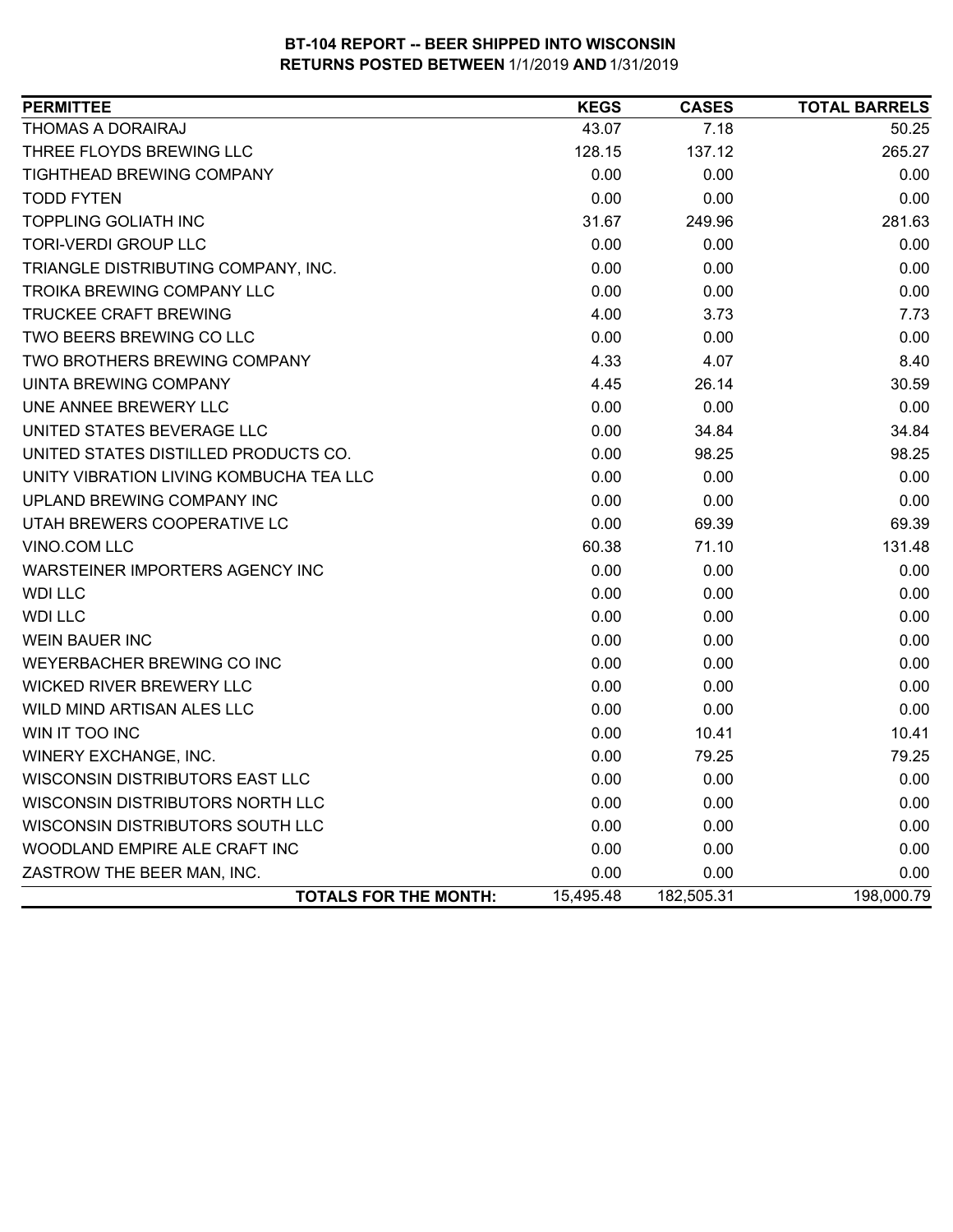**BT-104 REPORT -- BEER SHIPPED INTO WISCONSIN**
**RETURNS POSTED BETWEEN 1/1/2019 AND 1/31/2019**

| PERMITTEE | KEGS | CASES | TOTAL BARRELS |
|---|---|---|---|
| THOMAS A DORAIRAJ | 43.07 | 7.18 | 50.25 |
| THREE FLOYDS BREWING LLC | 128.15 | 137.12 | 265.27 |
| TIGHTHEAD BREWING COMPANY | 0.00 | 0.00 | 0.00 |
| TODD FYTEN | 0.00 | 0.00 | 0.00 |
| TOPPLING GOLIATH INC | 31.67 | 249.96 | 281.63 |
| TORI-VERDI GROUP LLC | 0.00 | 0.00 | 0.00 |
| TRIANGLE DISTRIBUTING COMPANY, INC. | 0.00 | 0.00 | 0.00 |
| TROIKA BREWING COMPANY LLC | 0.00 | 0.00 | 0.00 |
| TRUCKEE CRAFT BREWING | 4.00 | 3.73 | 7.73 |
| TWO BEERS BREWING CO LLC | 0.00 | 0.00 | 0.00 |
| TWO BROTHERS BREWING COMPANY | 4.33 | 4.07 | 8.40 |
| UINTA BREWING COMPANY | 4.45 | 26.14 | 30.59 |
| UNE ANNEE BREWERY LLC | 0.00 | 0.00 | 0.00 |
| UNITED STATES BEVERAGE LLC | 0.00 | 34.84 | 34.84 |
| UNITED STATES DISTILLED PRODUCTS CO. | 0.00 | 98.25 | 98.25 |
| UNITY VIBRATION LIVING KOMBUCHA TEA LLC | 0.00 | 0.00 | 0.00 |
| UPLAND BREWING COMPANY INC | 0.00 | 0.00 | 0.00 |
| UTAH BREWERS COOPERATIVE LC | 0.00 | 69.39 | 69.39 |
| VINO.COM LLC | 60.38 | 71.10 | 131.48 |
| WARSTEINER IMPORTERS AGENCY INC | 0.00 | 0.00 | 0.00 |
| WDI LLC | 0.00 | 0.00 | 0.00 |
| WDI LLC | 0.00 | 0.00 | 0.00 |
| WEIN BAUER INC | 0.00 | 0.00 | 0.00 |
| WEYERBACHER BREWING CO INC | 0.00 | 0.00 | 0.00 |
| WICKED RIVER BREWERY LLC | 0.00 | 0.00 | 0.00 |
| WILD MIND ARTISAN ALES LLC | 0.00 | 0.00 | 0.00 |
| WIN IT TOO INC | 0.00 | 10.41 | 10.41 |
| WINERY EXCHANGE, INC. | 0.00 | 79.25 | 79.25 |
| WISCONSIN DISTRIBUTORS EAST LLC | 0.00 | 0.00 | 0.00 |
| WISCONSIN DISTRIBUTORS NORTH LLC | 0.00 | 0.00 | 0.00 |
| WISCONSIN DISTRIBUTORS SOUTH LLC | 0.00 | 0.00 | 0.00 |
| WOODLAND EMPIRE ALE CRAFT INC | 0.00 | 0.00 | 0.00 |
| ZASTROW THE BEER MAN, INC. | 0.00 | 0.00 | 0.00 |
| **TOTALS FOR THE MONTH:** | 15,495.48 | 182,505.31 | 198,000.79 |